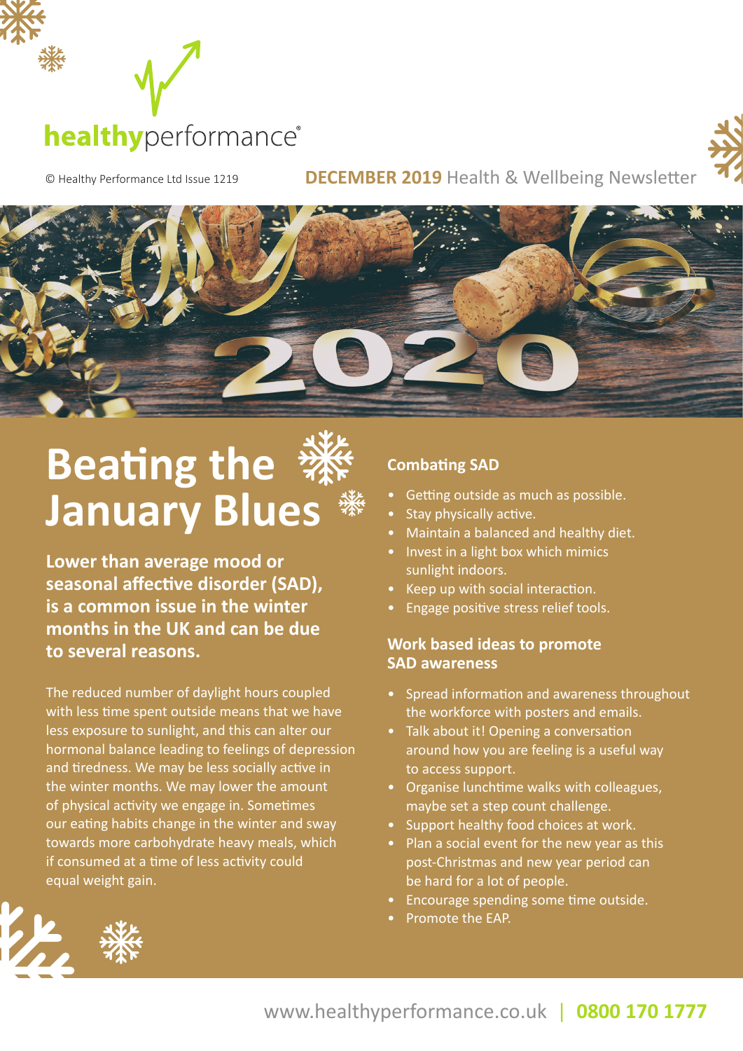healthyperformance®

© Healthy Performance Ltd Issue 1219

**DECEMBER 2019** Health & Wellbeing Newsletter

# Beating the January Blues

**Lower than average mood or seasonal affective disorder (SAD), is a common issue in the winter months in the UK and can be due to several reasons.**

The reduced number of daylight hours coupled with less time spent outside means that we have less exposure to sunlight, and this can alter our hormonal balance leading to feelings of depression and tiredness. We may be less socially active in the winter months. We may lower the amount of physical activity we engage in. Sometimes our eating habits change in the winter and sway towards more carbohydrate heavy meals, which if consumed at a time of less activity could equal weight gain.

### Combating SAD

- Getting outside as much as possible.
- Stay physically active.
- Maintain a balanced and healthy diet.
- Invest in a light box which mimics sunlight indoors.
- Keep up with social interaction.
- Engage positive stress relief tools.

### Work based ideas to promote SAD awareness

- Spread information and awareness throughout the workforce with posters and emails.
- Talk about it! Opening a conversation around how you are feeling is a useful way to access support.
- Organise lunchtime walks with colleagues, maybe set a step count challenge.
- Support healthy food choices at work.
- Plan a social event for the new year as this post-Christmas and new year period can be hard for a lot of people.
- Encourage spending some time outside.
- Promote the EAP.

www.healthyperformance.co.uk | **0800 170 1777**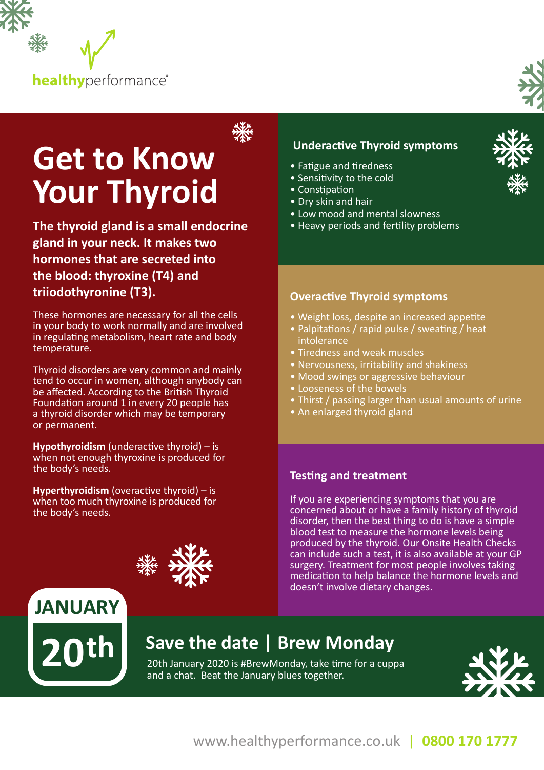healthyperformance®

# Get to Know Your Thyroid

**The thyroid gland is a small endocrine gland in your neck. It makes two hormones that are secreted into the blood: thyroxine (T4) and triiodothyronine (T3).**

These hormones are necessary for all the cells in your body to work normally and are involved in regulating metabolism, heart rate and body temperature.

Thyroid disorders are very common and mainly tend to occur in women, although anybody can be affected. According to the British Thyroid Foundation around 1 in every 20 people has a thyroid disorder which may be temporary or permanent.

**Hypothyroidism** (underactive thyroid) – is when not enough thyroxine is produced for the body's needs.

**Hyperthyroidism** (overactive thyroid) – is when too much thyroxine is produced for the body's needs.

## Underactive Thyroid symptoms

- Fatigue and tiredness
- Sensitivity to the cold
- Constipation
- Dry skin and hair
- Low mood and mental slowness
- Heavy periods and fertility problems

## Overactive Thyroid symptoms

- Weight loss, despite an increased appetite
- Palpitations / rapid pulse / sweating / heat intolerance
- Tiredness and weak muscles
- Nervousness, irritability and shakiness
- Mood swings or aggressive behaviour
- Looseness of the bowels
- Thirst / passing larger than usual amounts of urine
- An enlarged thyroid gland

## Testing and treatment

If you are experiencing symptoms that you are concerned about or have a family history of thyroid disorder, then the best thing to do is have a simple blood test to measure the hormone levels being produced by the thyroid. Our Onsite Health Checks can include such a test, it is also available at your GP surgery. Treatment for most people involves taking medication to help balance the hormone levels and doesn't involve dietary changes.

JANUARY 20th

## Save the date | Brew Monday

20th January 2020 is #BrewMonday, take time for a cuppa and a chat. Beat the January blues together.

www.healthyperformance.co.uk | **0800 170 1777**